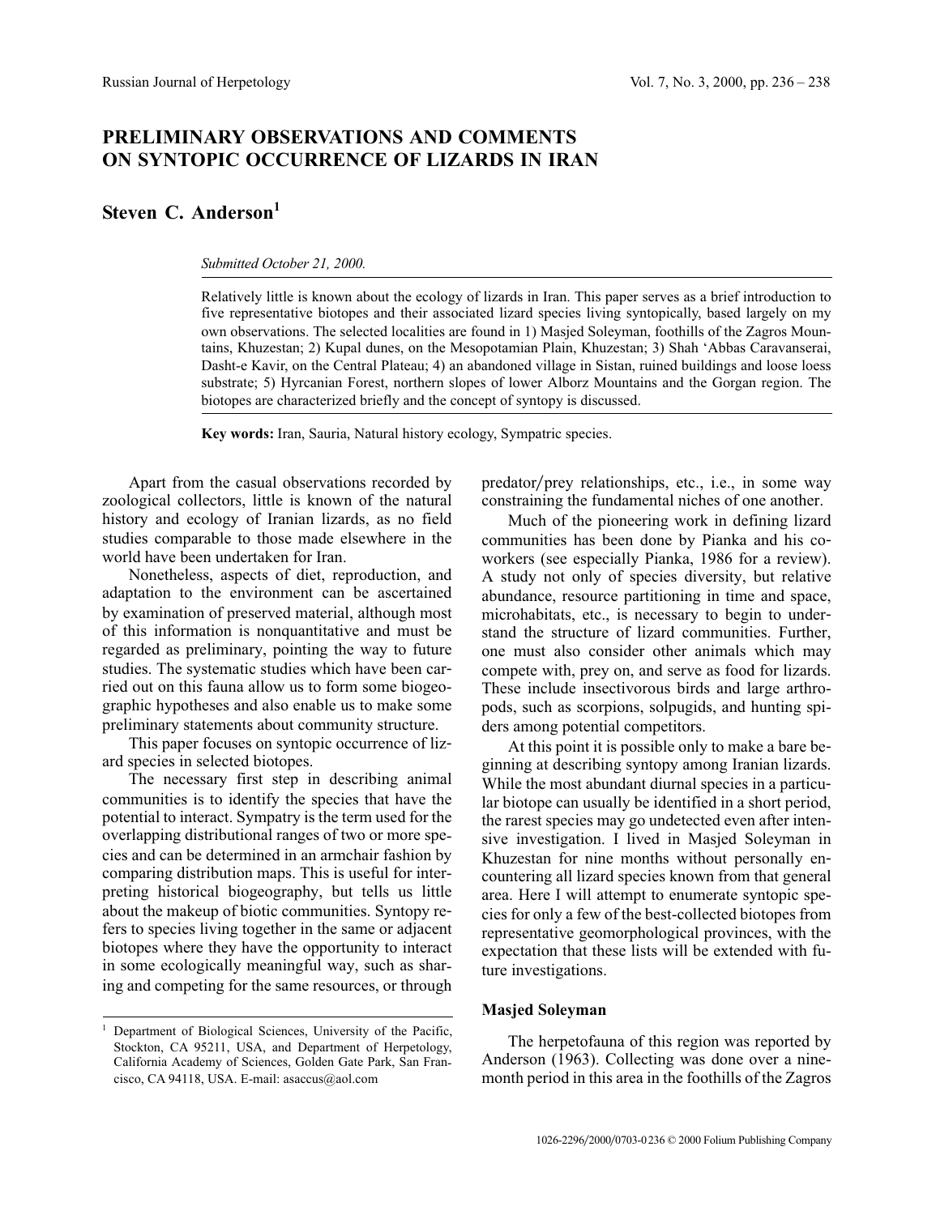# PRELIMINARY OBSERVATIONS AND COMMENTS ON SYNTOPIC OCCURRENCE OF LIZARDS IN IRAN

## Steven C. Anderson[1]

*Submitted October 21, 2000.*

Relatively little is known about the ecology of lizards in Iran. This paper serves as a brief introduction to five representative biotopes and their associated lizard species living syntopically, based largely on my own observations. The selected localities are found in 1) Masjed Soleyman, foothills of the Zagros Mountains, Khuzestan; 2) Kupal dunes, on the Mesopotamian Plain, Khuzestan; 3) Shah 'Abbas Caravanserai, Dasht-e Kavir, on the Central Plateau; 4) an abandoned village in Sistan, ruined buildings and loose loess substrate; 5) Hyrcanian Forest, northern slopes of lower Alborz Mountains and the Gorgan region. The biotopes are characterized briefly and the concept of syntopy is discussed.

**Key words:** Iran, Sauria, Natural history ecology, Sympatric species.

Apart from the casual observations recorded by zoological collectors, little is known of the natural history and ecology of Iranian lizards, as no field studies comparable to those made elsewhere in the world have been undertaken for Iran.

Nonetheless, aspects of diet, reproduction, and adaptation to the environment can be ascertained by examination of preserved material, although most of this information is nonquantitative and must be regarded as preliminary, pointing the way to future studies. The systematic studies which have been carried out on this fauna allow us to form some biogeographic hypotheses and also enable us to make some preliminary statements about community structure.

This paper focuses on syntopic occurrence of lizard species in selected biotopes.

The necessary first step in describing animal communities is to identify the species that have the potential to interact. Sympatry is the term used for the overlapping distributional ranges of two or more species and can be determined in an armchair fashion by comparing distribution maps. This is useful for interpreting historical biogeography, but tells us little about the makeup of biotic communities. Syntopy refers to species living together in the same or adjacent biotopes where they have the opportunity to interact in some ecologically meaningful way, such as sharing and competing for the same resources, or through predator/prey relationships, etc., i.e., in some way constraining the fundamental niches of one another.

Much of the pioneering work in defining lizard communities has been done by Pianka and his coworkers (see especially Pianka, 1986 for a review). A study not only of species diversity, but relative abundance, resource partitioning in time and space, microhabitats, etc., is necessary to begin to understand the structure of lizard communities. Further, one must also consider other animals which may compete with, prey on, and serve as food for lizards. These include insectivorous birds and large arthropods, such as scorpions, solpugids, and hunting spiders among potential competitors.

At this point it is possible only to make a bare beginning at describing syntopy among Iranian lizards. While the most abundant diurnal species in a particular biotope can usually be identified in a short period, the rarest species may go undetected even after intensive investigation. I lived in Masjed Soleyman in Khuzestan for nine months without personally encountering all lizard species known from that general area. Here I will attempt to enumerate syntopic species for only a few of the best-collected biotopes from representative geomorphological provinces, with the expectation that these lists will be extended with future investigations.

### Masjed Soleyman

The herpetofauna of this region was reported by Anderson (1963). Collecting was done over a nine-month period in this area in the foothills of the Zagros

[1] Department of Biological Sciences, University of the Pacific, Stockton, CA 95211, USA, and Department of Herpetology, California Academy of Sciences, Golden Gate Park, San Francisco, CA 94118, USA. E-mail: asaccus@aol.com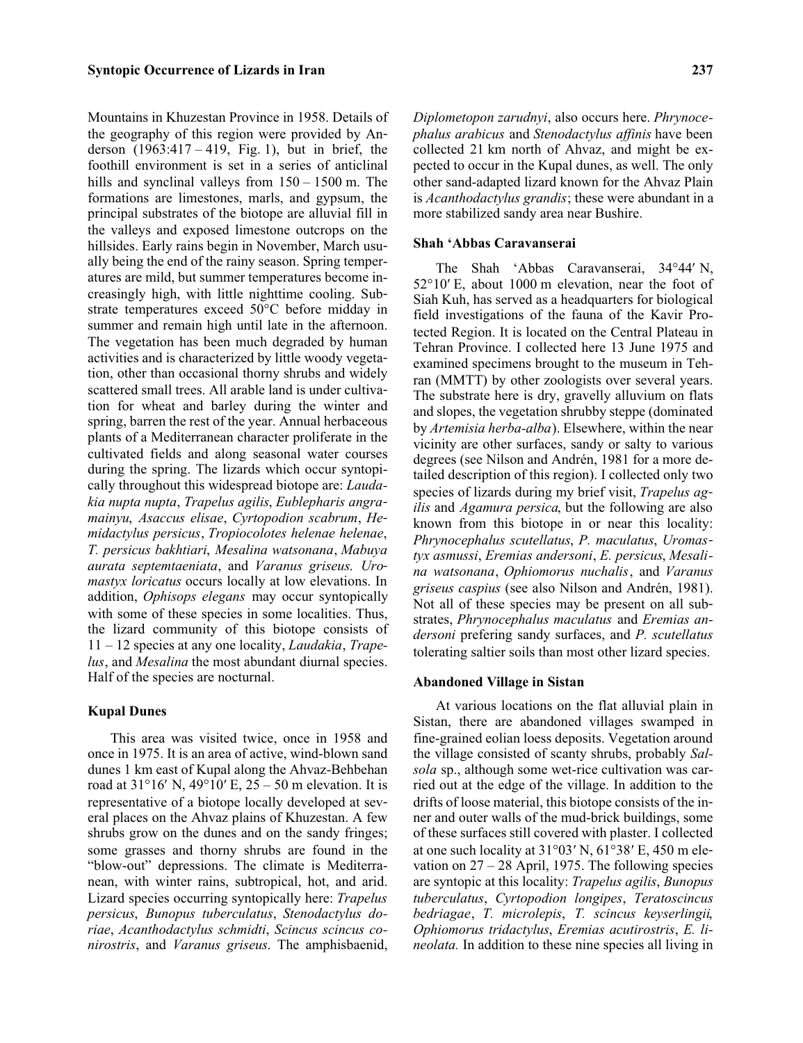Mountains in Khuzestan Province in 1958. Details of the geography of this region were provided by Anderson (1963:417 – 419, Fig. 1), but in brief, the foothill environment is set in a series of anticlinal hills and synclinal valleys from 150 – 1500 m. The formations are limestones, marls, and gypsum, the principal substrates of the biotope are alluvial fill in the valleys and exposed limestone outcrops on the hillsides. Early rains begin in November, March usually being the end of the rainy season. Spring temperatures are mild, but summer temperatures become increasingly high, with little nighttime cooling. Substrate temperatures exceed 50°C before midday in summer and remain high until late in the afternoon. The vegetation has been much degraded by human activities and is characterized by little woody vegetation, other than occasional thorny shrubs and widely scattered small trees. All arable land is under cultivation for wheat and barley during the winter and spring, barren the rest of the year. Annual herbaceous plants of a Mediterranean character proliferate in the cultivated fields and along seasonal water courses during the spring. The lizards which occur syntopically throughout this widespread biotope are: *Laudakia nupta nupta*, *Trapelus agilis*, *Eublepharis angramainyu*, *Asaccus elisae*, *Cyrtopodion scabrum*, *Hemidactylus persicus*, *Tropiocolotes helenae helenae*, *T. persicus bakhtiari*, *Mesalina watsonana*, *Mabuya aurata septemtaeniata*, and *Varanus griseus. Uromastyx loricatus* occurs locally at low elevations. In addition, *Ophisops elegans* may occur syntopically with some of these species in some localities. Thus, the lizard community of this biotope consists of 11 – 12 species at any one locality, *Laudakia*, *Trapelus*, and *Mesalina* the most abundant diurnal species. Half of the species are nocturnal.

### Kupal Dunes

This area was visited twice, once in 1958 and once in 1975. It is an area of active, wind-blown sand dunes 1 km east of Kupal along the Ahvaz-Behbehan road at 31°16′ N, 49°10′ E, 25 – 50 m elevation. It is representative of a biotope locally developed at several places on the Ahvaz plains of Khuzestan. A few shrubs grow on the dunes and on the sandy fringes; some grasses and thorny shrubs are found in the "blow-out" depressions. The climate is Mediterranean, with winter rains, subtropical, hot, and arid. Lizard species occurring syntopically here: *Trapelus persicus*, *Bunopus tuberculatus*, *Stenodactylus doriae*, *Acanthodactylus schmidti*, *Scincus scincus conirostris*, and *Varanus griseus*. The amphisbaenid, *Diplometopon zarudnyi*, also occurs here. *Phrynocephalus arabicus* and *Stenodactylus affinis* have been collected 21 km north of Ahvaz, and might be expected to occur in the Kupal dunes, as well. The only other sand-adapted lizard known for the Ahvaz Plain is *Acanthodactylus grandis*; these were abundant in a more stabilized sandy area near Bushire.

### Shah 'Abbas Caravanserai

The Shah 'Abbas Caravanserai, 34°44′ N, 52°10′ E, about 1000 m elevation, near the foot of Siah Kuh, has served as a headquarters for biological field investigations of the fauna of the Kavir Protected Region. It is located on the Central Plateau in Tehran Province. I collected here 13 June 1975 and examined specimens brought to the museum in Tehran (MMTT) by other zoologists over several years. The substrate here is dry, gravelly alluvium on flats and slopes, the vegetation shrubby steppe (dominated by *Artemisia herba-alba*). Elsewhere, within the near vicinity are other surfaces, sandy or salty to various degrees (see Nilson and Andrén, 1981 for a more detailed description of this region). I collected only two species of lizards during my brief visit, *Trapelus agilis* and *Agamura persica*, but the following are also known from this biotope in or near this locality: *Phrynocephalus scutellatus*, *P. maculatus*, *Uromastyx asmussi*, *Eremias andersoni*, *E. persicus*, *Mesalina watsonana*, *Ophiomorus nuchalis*, and *Varanus griseus caspius* (see also Nilson and Andrén, 1981). Not all of these species may be present on all substrates, *Phrynocephalus maculatus* and *Eremias andersoni* prefering sandy surfaces, and *P. scutellatus* tolerating saltier soils than most other lizard species.

### Abandoned Village in Sistan

At various locations on the flat alluvial plain in Sistan, there are abandoned villages swamped in fine-grained eolian loess deposits. Vegetation around the village consisted of scanty shrubs, probably *Salsola* sp., although some wet-rice cultivation was carried out at the edge of the village. In addition to the drifts of loose material, this biotope consists of the inner and outer walls of the mud-brick buildings, some of these surfaces still covered with plaster. I collected at one such locality at 31°03′ N, 61°38′ E, 450 m elevation on 27 – 28 April, 1975. The following species are syntopic at this locality: *Trapelus agilis*, *Bunopus tuberculatus*, *Cyrtopodion longipes*, *Teratoscincus bedriagae*, *T. microlepis*, *T. scincus keyserlingii*, *Ophiomorus tridactylus*, *Eremias acutirostris*, *E. lineolata.* In addition to these nine species all living in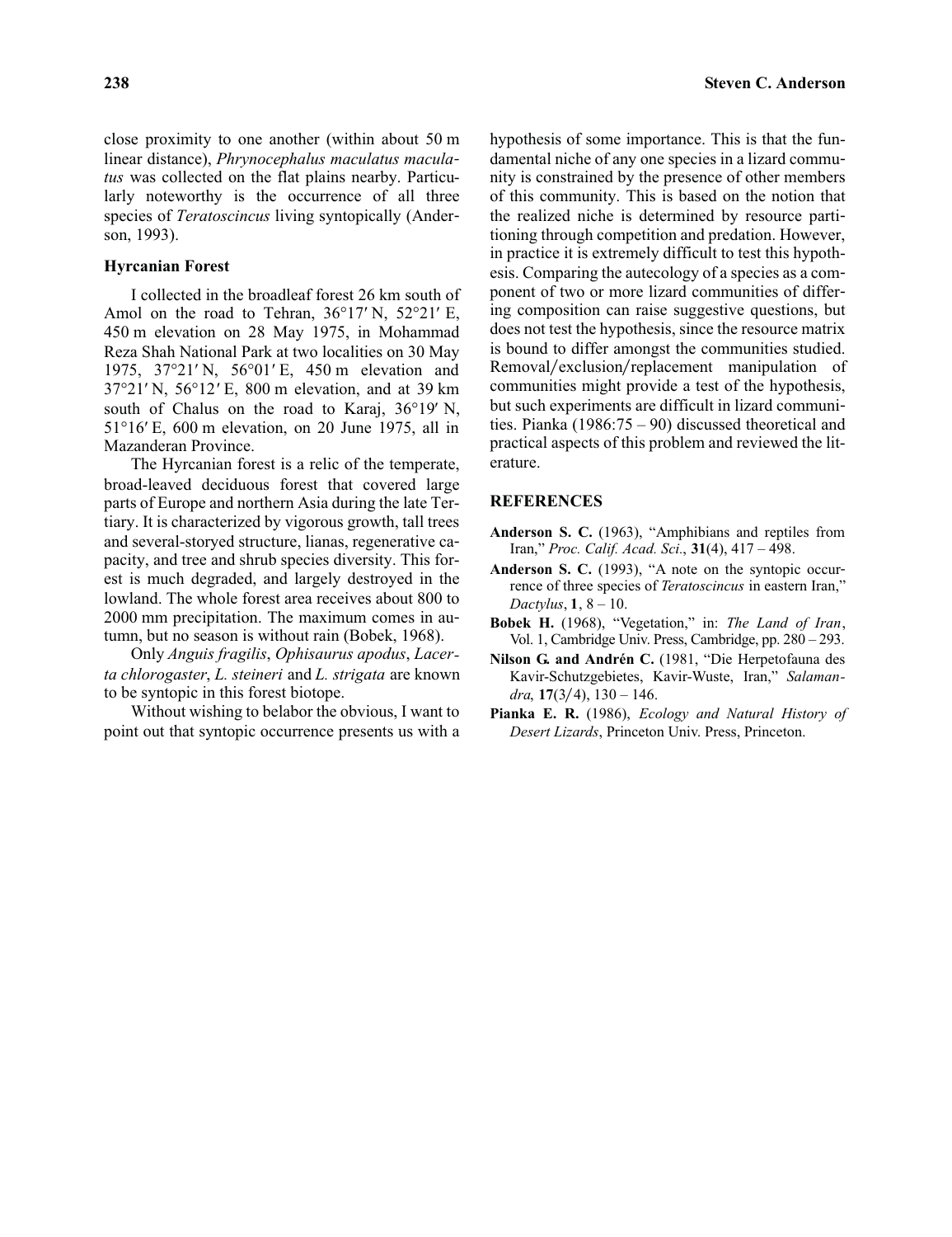close proximity to one another (within about 50 m linear distance), *Phrynocephalus maculatus maculatus* was collected on the flat plains nearby. Particularly noteworthy is the occurrence of all three species of *Teratoscincus* living syntopically (Anderson, 1993).

### Hyrcanian Forest

I collected in the broadleaf forest 26 km south of Amol on the road to Tehran, 36°17′ N, 52°21′ E, 450 m elevation on 28 May 1975, in Mohammad Reza Shah National Park at two localities on 30 May 1975, 37°21′ N, 56°01′ E, 450 m elevation and 37°21′ N, 56°12′ E, 800 m elevation, and at 39 km south of Chalus on the road to Karaj, 36°19′ N, 51°16′ E, 600 m elevation, on 20 June 1975, all in Mazanderan Province.

The Hyrcanian forest is a relic of the temperate, broad-leaved deciduous forest that covered large parts of Europe and northern Asia during the late Tertiary. It is characterized by vigorous growth, tall trees and several-storyed structure, lianas, regenerative capacity, and tree and shrub species diversity. This forest is much degraded, and largely destroyed in the lowland. The whole forest area receives about 800 to 2000 mm precipitation. The maximum comes in autumn, but no season is without rain (Bobek, 1968).

Only *Anguis fragilis*, *Ophisaurus apodus*, *Lacerta chlorogaster*, *L. steineri* and *L. strigata* are known to be syntopic in this forest biotope.

Without wishing to belabor the obvious, I want to point out that syntopic occurrence presents us with a hypothesis of some importance. This is that the fundamental niche of any one species in a lizard community is constrained by the presence of other members of this community. This is based on the notion that the realized niche is determined by resource partitioning through competition and predation. However, in practice it is extremely difficult to test this hypothesis. Comparing the autecology of a species as a component of two or more lizard communities of differing composition can raise suggestive questions, but does not test the hypothesis, since the resource matrix is bound to differ amongst the communities studied. Removal/exclusion/replacement manipulation of communities might provide a test of the hypothesis, but such experiments are difficult in lizard communities. Pianka (1986:75 – 90) discussed theoretical and practical aspects of this problem and reviewed the literature.

## REFERENCES

**Anderson S. C.** (1963), "Amphibians and reptiles from Iran," *Proc. Calif. Acad. Sci.*, **31**(4), 417 – 498.

**Anderson S. C.** (1993), "A note on the syntopic occurrence of three species of *Teratoscincus* in eastern Iran," *Dactylus*, **1**, 8 – 10.

**Bobek H.** (1968), "Vegetation," in: *The Land of Iran*, Vol. 1, Cambridge Univ. Press, Cambridge, pp. 280 – 293.

**Nilson G. and Andrén C.** (1981, "Die Herpetofauna des Kavir-Schutzgebietes, Kavir-Wuste, Iran," *Salamandra*, **17**(3/4), 130 – 146.

**Pianka E. R.** (1986), *Ecology and Natural History of Desert Lizards*, Princeton Univ. Press, Princeton.